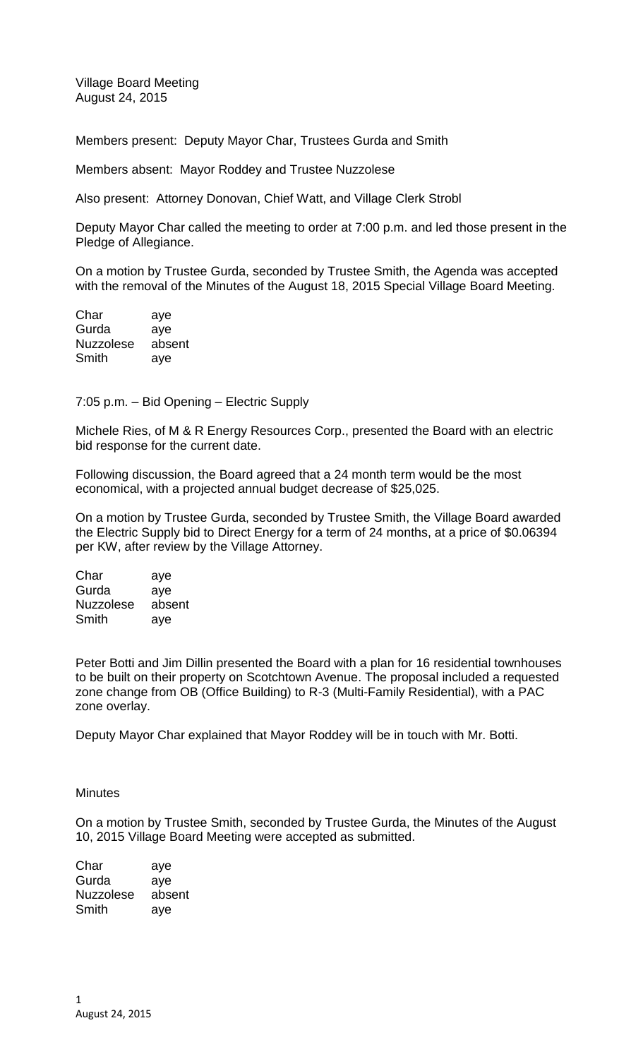Village Board Meeting
August 24, 2015

Members present: Deputy Mayor Char, Trustees Gurda and Smith

Members absent: Mayor Roddey and Trustee Nuzzolese

Also present: Attorney Donovan, Chief Watt, and Village Clerk Strobl

Deputy Mayor Char called the meeting to order at 7:00 p.m. and led those present in the Pledge of Allegiance.

On a motion by Trustee Gurda, seconded by Trustee Smith, the Agenda was accepted with the removal of the Minutes of the August 18, 2015 Special Village Board Meeting.

| | |
|---|---|
| Char | aye |
| Gurda | aye |
| Nuzzolese | absent |
| Smith | aye |

7:05 p.m. – Bid Opening – Electric Supply

Michele Ries, of M & R Energy Resources Corp., presented the Board with an electric bid response for the current date.

Following discussion, the Board agreed that a 24 month term would be the most economical, with a projected annual budget decrease of $25,025.

On a motion by Trustee Gurda, seconded by Trustee Smith, the Village Board awarded the Electric Supply bid to Direct Energy for a term of 24 months, at a price of $0.06394 per KW, after review by the Village Attorney.

| | |
|---|---|
| Char | aye |
| Gurda | aye |
| Nuzzolese | absent |
| Smith | aye |

Peter Botti and Jim Dillin presented the Board with a plan for 16 residential townhouses to be built on their property on Scotchtown Avenue. The proposal included a requested zone change from OB (Office Building) to R-3 (Multi-Family Residential), with a PAC zone overlay.

Deputy Mayor Char explained that Mayor Roddey will be in touch with Mr. Botti.

Minutes

On a motion by Trustee Smith, seconded by Trustee Gurda, the Minutes of the August 10, 2015 Village Board Meeting were accepted as submitted.

| | |
|---|---|
| Char | aye |
| Gurda | aye |
| Nuzzolese | absent |
| Smith | aye |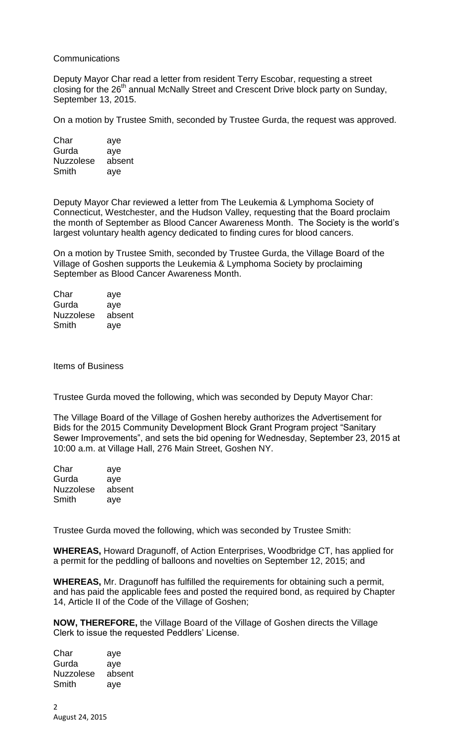Communications

Deputy Mayor Char read a letter from resident Terry Escobar, requesting a street closing for the 26th annual McNally Street and Crescent Drive block party on Sunday, September 13, 2015.

On a motion by Trustee Smith, seconded by Trustee Gurda, the request was approved.

| | |
|---|---|
| Char | aye |
| Gurda | aye |
| Nuzzolese | absent |
| Smith | aye |

Deputy Mayor Char reviewed a letter from The Leukemia & Lymphoma Society of Connecticut, Westchester, and the Hudson Valley, requesting that the Board proclaim the month of September as Blood Cancer Awareness Month. The Society is the world's largest voluntary health agency dedicated to finding cures for blood cancers.

On a motion by Trustee Smith, seconded by Trustee Gurda, the Village Board of the Village of Goshen supports the Leukemia & Lymphoma Society by proclaiming September as Blood Cancer Awareness Month.

| | |
|---|---|
| Char | aye |
| Gurda | aye |
| Nuzzolese | absent |
| Smith | aye |

Items of Business

Trustee Gurda moved the following, which was seconded by Deputy Mayor Char:

The Village Board of the Village of Goshen hereby authorizes the Advertisement for Bids for the 2015 Community Development Block Grant Program project "Sanitary Sewer Improvements", and sets the bid opening for Wednesday, September 23, 2015 at 10:00 a.m. at Village Hall, 276 Main Street, Goshen NY.

| | |
|---|---|
| Char | aye |
| Gurda | aye |
| Nuzzolese | absent |
| Smith | aye |

Trustee Gurda moved the following, which was seconded by Trustee Smith:

**WHEREAS,** Howard Dragunoff, of Action Enterprises, Woodbridge CT, has applied for a permit for the peddling of balloons and novelties on September 12, 2015; and

**WHEREAS,** Mr. Dragunoff has fulfilled the requirements for obtaining such a permit, and has paid the applicable fees and posted the required bond, as required by Chapter 14, Article II of the Code of the Village of Goshen;

**NOW, THEREFORE,** the Village Board of the Village of Goshen directs the Village Clerk to issue the requested Peddlers' License.

| | |
|---|---|
| Char | aye |
| Gurda | aye |
| Nuzzolese | absent |
| Smith | aye |

August 24, 2015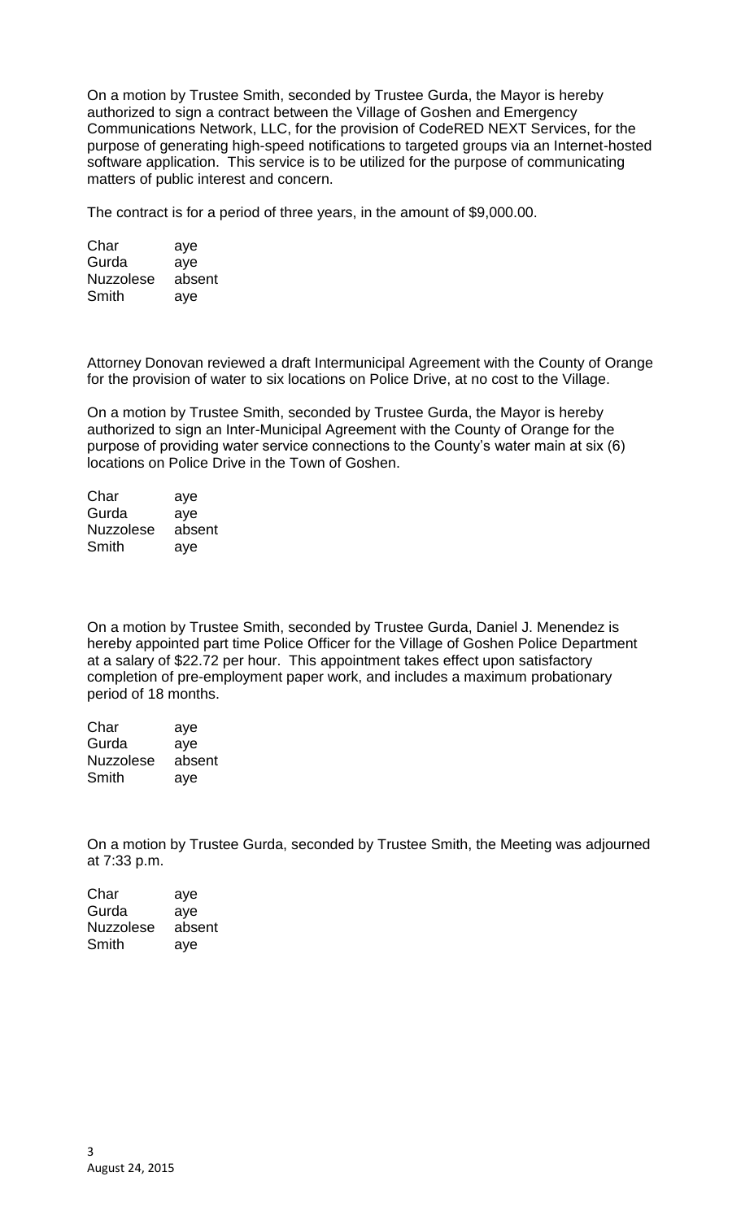On a motion by Trustee Smith, seconded by Trustee Gurda, the Mayor is hereby authorized to sign a contract between the Village of Goshen and Emergency Communications Network, LLC, for the provision of CodeRED NEXT Services, for the purpose of generating high-speed notifications to targeted groups via an Internet-hosted software application. This service is to be utilized for the purpose of communicating matters of public interest and concern.

The contract is for a period of three years, in the amount of $9,000.00.

| | |
|---|---|
| Char | aye |
| Gurda | aye |
| Nuzzolese | absent |
| Smith | aye |

Attorney Donovan reviewed a draft Intermunicipal Agreement with the County of Orange for the provision of water to six locations on Police Drive, at no cost to the Village.

On a motion by Trustee Smith, seconded by Trustee Gurda, the Mayor is hereby authorized to sign an Inter-Municipal Agreement with the County of Orange for the purpose of providing water service connections to the County's water main at six (6) locations on Police Drive in the Town of Goshen.

| | |
|---|---|
| Char | aye |
| Gurda | aye |
| Nuzzolese | absent |
| Smith | aye |

On a motion by Trustee Smith, seconded by Trustee Gurda, Daniel J. Menendez is hereby appointed part time Police Officer for the Village of Goshen Police Department at a salary of $22.72 per hour. This appointment takes effect upon satisfactory completion of pre-employment paper work, and includes a maximum probationary period of 18 months.

| | |
|---|---|
| Char | aye |
| Gurda | aye |
| Nuzzolese | absent |
| Smith | aye |

On a motion by Trustee Gurda, seconded by Trustee Smith, the Meeting was adjourned at 7:33 p.m.

| | |
|---|---|
| Char | aye |
| Gurda | aye |
| Nuzzolese | absent |
| Smith | aye |